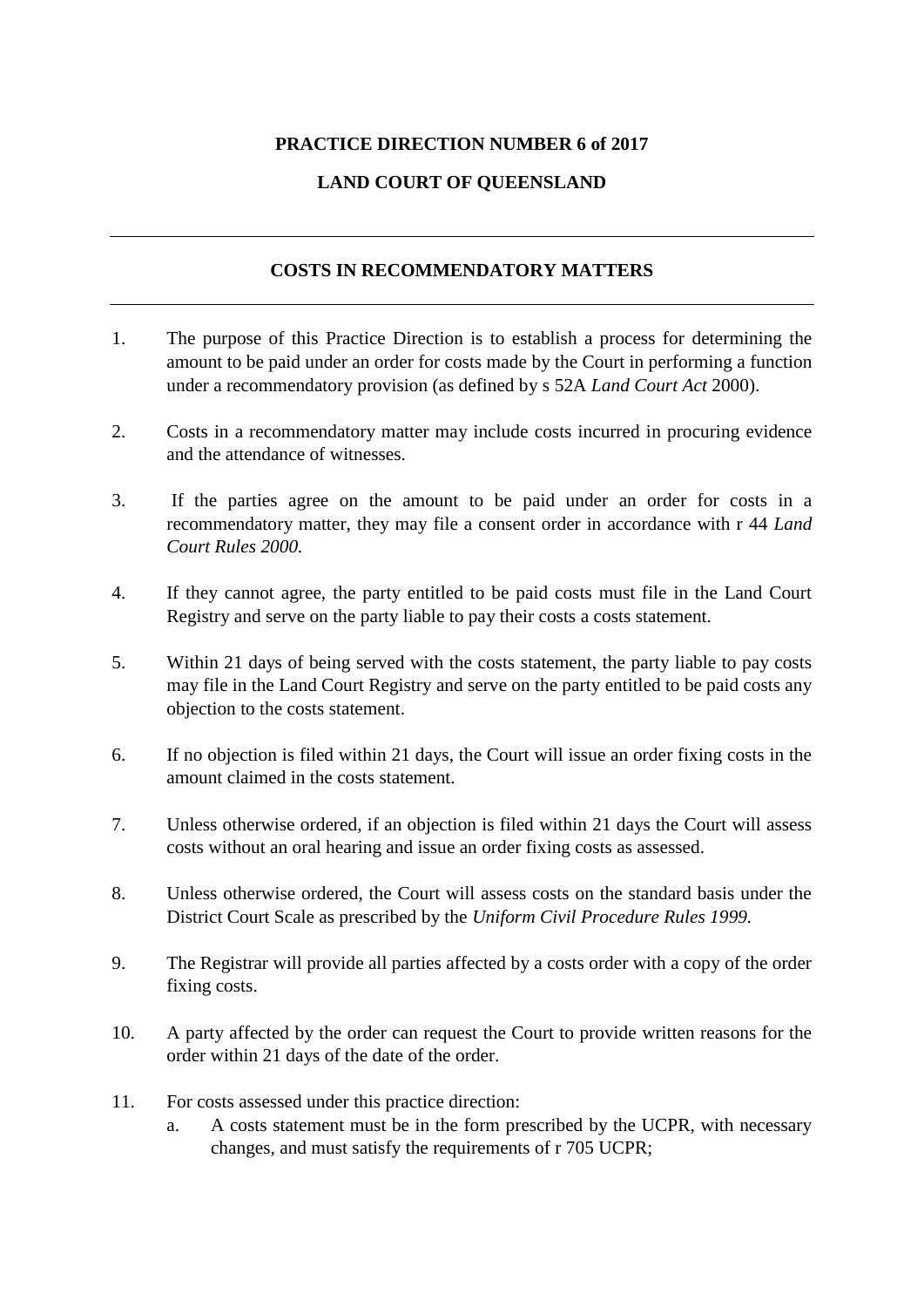**PRACTICE DIRECTION NUMBER 6 of 2017**

**LAND COURT OF QUEENSLAND**

---

## COSTS IN RECOMMENDATORY MATTERS

---

1. The purpose of this Practice Direction is to establish a process for determining the amount to be paid under an order for costs made by the Court in performing a function under a recommendatory provision (as defined by s 52A *Land Court Act* 2000).

2. Costs in a recommendatory matter may include costs incurred in procuring evidence and the attendance of witnesses.

3. If the parties agree on the amount to be paid under an order for costs in a recommendatory matter, they may file a consent order in accordance with r 44 *Land Court Rules 2000.*

4. If they cannot agree, the party entitled to be paid costs must file in the Land Court Registry and serve on the party liable to pay their costs a costs statement.

5. Within 21 days of being served with the costs statement, the party liable to pay costs may file in the Land Court Registry and serve on the party entitled to be paid costs any objection to the costs statement.

6. If no objection is filed within 21 days, the Court will issue an order fixing costs in the amount claimed in the costs statement.

7. Unless otherwise ordered, if an objection is filed within 21 days the Court will assess costs without an oral hearing and issue an order fixing costs as assessed.

8. Unless otherwise ordered, the Court will assess costs on the standard basis under the District Court Scale as prescribed by the *Uniform Civil Procedure Rules 1999.*

9. The Registrar will provide all parties affected by a costs order with a copy of the order fixing costs.

10. A party affected by the order can request the Court to provide written reasons for the order within 21 days of the date of the order.

11. For costs assessed under this practice direction:
    a. A costs statement must be in the form prescribed by the UCPR, with necessary changes, and must satisfy the requirements of r 705 UCPR;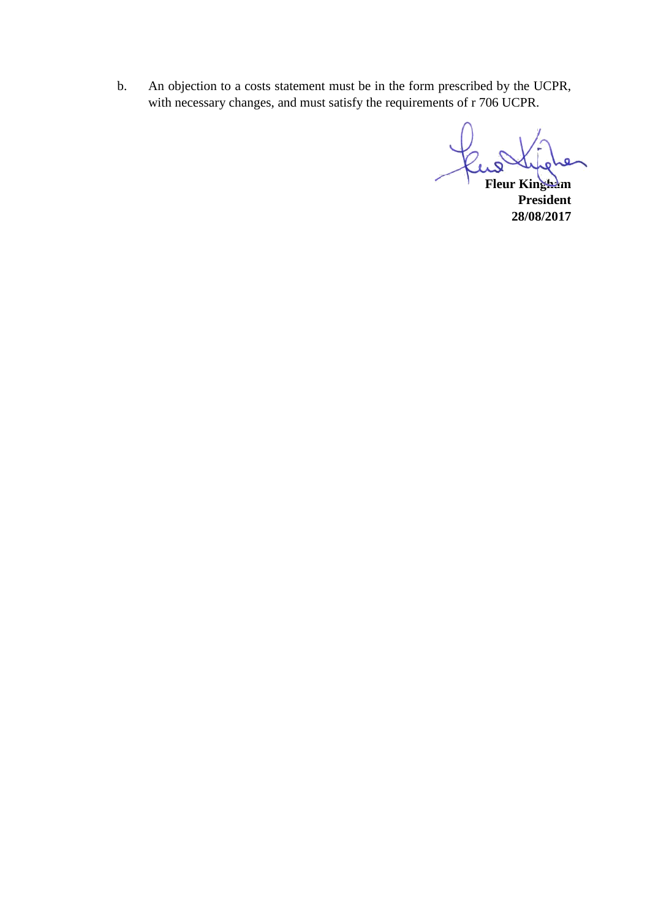b. An objection to a costs statement must be in the form prescribed by the UCPR, with necessary changes, and must satisfy the requirements of r 706 UCPR.

**Fleur Kingham**
**President**
**28/08/2017**